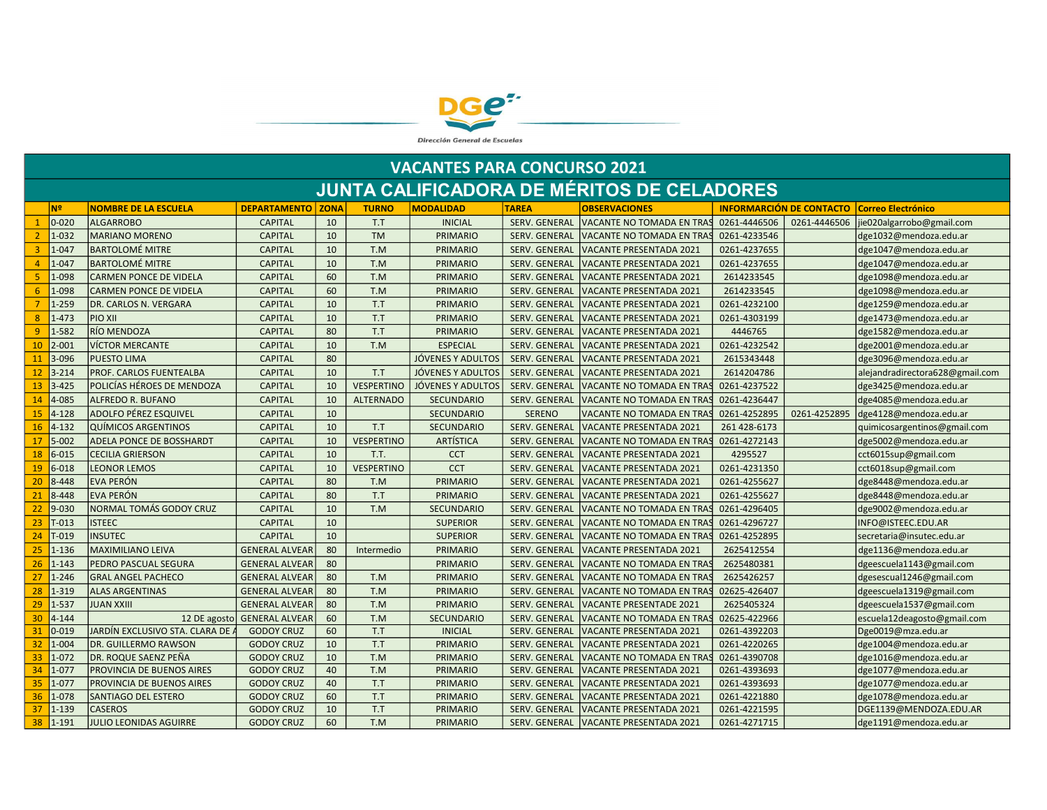DGe
Dirección General de Escuelas

# VACANTES PARA CONCURSO 2021

## JUNTA CALIFICADORA DE MÉRITOS DE CELADORES

| | Nº | NOMBRE DE LA ESCUELA | DEPARTAMENTO | ZONA | TURNO | MODALIDAD | TAREA | OBSERVACIONES | INFORMARCIÓN DE CONTACTO | | Correo Electrónico |
|---|---|---|---|---|---|---|---|---|---|---|---|
| 1 | 0-020 | ALGARROBO | CAPITAL | 10 | T.T | INICIAL | SERV. GENERAL | VACANTE NO TOMADA EN TRAS | 0261-4446506 | 0261-4446506 | jie020algarrobo@gmail.com |
| 2 | 1-032 | MARIANO MORENO | CAPITAL | 10 | TM | PRIMARIO | SERV. GENERAL | VACANTE NO TOMADA EN TRAS | 0261-4233546 | | dge1032@mendoza.edu.ar |
| 3 | 1-047 | BARTOLOMÉ MITRE | CAPITAL | 10 | T.M | PRIMARIO | SERV. GENERAL | VACANTE PRESENTADA 2021 | 0261-4237655 | | dge1047@mendoza.edu.ar |
| 4 | 1-047 | BARTOLOMÉ MITRE | CAPITAL | 10 | T.M | PRIMARIO | SERV. GENERAL | VACANTE PRESENTADA 2021 | 0261-4237655 | | dge1047@mendoza.edu.ar |
| 5 | 1-098 | CARMEN PONCE DE VIDELA | CAPITAL | 60 | T.M | PRIMARIO | SERV. GENERAL | VACANTE PRESENTADA 2021 | 2614233545 | | dge1098@mendoza.edu.ar |
| 6 | 1-098 | CARMEN PONCE DE VIDELA | CAPITAL | 60 | T.M | PRIMARIO | SERV. GENERAL | VACANTE PRESENTADA 2021 | 2614233545 | | dge1098@mendoza.edu.ar |
| 7 | 1-259 | DR. CARLOS N. VERGARA | CAPITAL | 10 | T.T | PRIMARIO | SERV. GENERAL | VACANTE PRESENTADA 2021 | 0261-4232100 | | dge1259@mendoza.edu.ar |
| 8 | 1-473 | PIO XII | CAPITAL | 10 | T.T | PRIMARIO | SERV. GENERAL | VACANTE PRESENTADA 2021 | 0261-4303199 | | dge1473@mendoza.edu.ar |
| 9 | 1-582 | RÍO MENDOZA | CAPITAL | 80 | T.T | PRIMARIO | SERV. GENERAL | VACANTE PRESENTADA 2021 | 4446765 | | dge1582@mendoza.edu.ar |
| 10 | 2-001 | VÍCTOR MERCANTE | CAPITAL | 10 | T.M | ESPECIAL | SERV. GENERAL | VACANTE PRESENTADA 2021 | 0261-4232542 | | dge2001@mendoza.edu.ar |
| 11 | 3-096 | PUESTO LIMA | CAPITAL | 80 | | JÓVENES Y ADULTOS | SERV. GENERAL | VACANTE PRESENTADA 2021 | 2615343448 | | dge3096@mendoza.edu.ar |
| 12 | 3-214 | PROF. CARLOS FUENTEALBA | CAPITAL | 10 | T.T | JÓVENES Y ADULTOS | SERV. GENERAL | VACANTE PRESENTADA 2021 | 2614204786 | | alejandradirectora628@gmail.com |
| 13 | 3-425 | POLICÍAS HÉROES DE MENDOZA | CAPITAL | 10 | VESPERTINO | JÓVENES Y ADULTOS | SERV. GENERAL | VACANTE NO TOMADA EN TRAS | 0261-4237522 | | dge3425@mendoza.edu.ar |
| 14 | 4-085 | ALFREDO R. BUFANO | CAPITAL | 10 | ALTERNADO | SECUNDARIO | SERV. GENERAL | VACANTE NO TOMADA EN TRAS | 0261-4236447 | | dge4085@mendoza.edu.ar |
| 15 | 4-128 | ADOLFO PÉREZ ESQUIVEL | CAPITAL | 10 | | SECUNDARIO | SERENO | VACANTE NO TOMADA EN TRAS | 0261-4252895 | 0261-4252895 | dge4128@mendoza.edu.ar |
| 16 | 4-132 | QUÍMICOS ARGENTINOS | CAPITAL | 10 | T.T | SECUNDARIO | SERV. GENERAL | VACANTE PRESENTADA 2021 | 261 428-6173 | | quimicosargentinos@gmail.com |
| 17 | 5-002 | ADELA PONCE DE BOSSHARDT | CAPITAL | 10 | VESPERTINO | ARTÍSTICA | SERV. GENERAL | VACANTE NO TOMADA EN TRAS | 0261-4272143 | | dge5002@mendoza.edu.ar |
| 18 | 6-015 | CECILIA GRIERSON | CAPITAL | 10 | T.T. | CCT | SERV. GENERAL | VACANTE PRESENTADA 2021 | 4295527 | | cct6015sup@gmail.com |
| 19 | 6-018 | LEONOR LEMOS | CAPITAL | 10 | VESPERTINO | CCT | SERV. GENERAL | VACANTE PRESENTADA 2021 | 0261-4231350 | | cct6018sup@gmail.com |
| 20 | 8-448 | EVA PERÓN | CAPITAL | 80 | T.M | PRIMARIO | SERV. GENERAL | VACANTE PRESENTADA 2021 | 0261-4255627 | | dge8448@mendoza.edu.ar |
| 21 | 8-448 | EVA PERÓN | CAPITAL | 80 | T.T | PRIMARIO | SERV. GENERAL | VACANTE PRESENTADA 2021 | 0261-4255627 | | dge8448@mendoza.edu.ar |
| 22 | 9-030 | NORMAL TOMÁS GODOY CRUZ | CAPITAL | 10 | T.M | SECUNDARIO | SERV. GENERAL | VACANTE NO TOMADA EN TRAS | 0261-4296405 | | dge9002@mendoza.edu.ar |
| 23 | T-013 | ISTEEC | CAPITAL | 10 | | SUPERIOR | SERV. GENERAL | VACANTE NO TOMADA EN TRAS | 0261-4296727 | | INFO@ISTEEC.EDU.AR |
| 24 | T-019 | INSUTEC | CAPITAL | 10 | | SUPERIOR | SERV. GENERAL | VACANTE NO TOMADA EN TRAS | 0261-4252895 | | secretaria@insutec.edu.ar |
| 25 | 1-136 | MAXIMILIANO LEIVA | GENERAL ALVEAR | 80 | Intermedio | PRIMARIO | SERV. GENERAL | VACANTE PRESENTADA 2021 | 2625412554 | | dge1136@mendoza.edu.ar |
| 26 | 1-143 | PEDRO PASCUAL SEGURA | GENERAL ALVEAR | 80 | | PRIMARIO | SERV. GENERAL | VACANTE NO TOMADA EN TRAS | 2625480381 | | dgeescuela1143@gmail.com |
| 27 | 1-246 | GRAL ANGEL PACHECO | GENERAL ALVEAR | 80 | T.M | PRIMARIO | SERV. GENERAL | VACANTE NO TOMADA EN TRAS | 2625426257 | | dgesescual1246@gmail.com |
| 28 | 1-319 | ALAS ARGENTINAS | GENERAL ALVEAR | 80 | T.M | PRIMARIO | SERV. GENERAL | VACANTE NO TOMADA EN TRAS | 02625-426407 | | dgeescuela1319@gmail.com |
| 29 | 1-537 | JUAN XXIII | GENERAL ALVEAR | 80 | T.M | PRIMARIO | SERV. GENERAL | VACANTE PRESENTADE 2021 | 2625405324 | | dgeescuela1537@gmail.com |
| 30 | 4-144 | 12 DE agosto | GENERAL ALVEAR | 60 | T.M | SECUNDARIO | SERV. GENERAL | VACANTE NO TOMADA EN TRAS | 02625-422966 | | escuela12deagosto@gmail.com |
| 31 | 0-019 | JARDÍN EXCLUSIVO STA. CLARA DE A | GODOY CRUZ | 60 | T.T | INICIAL | SERV. GENERAL | VACANTE PRESENTADA 2021 | 0261-4392203 | | Dge0019@mza.edu.ar |
| 32 | 1-004 | DR. GUILLERMO RAWSON | GODOY CRUZ | 10 | T.T | PRIMARIO | SERV. GENERAL | VACANTE PRESENTADA 2021 | 0261-4220265 | | dge1004@mendoza.edu.ar |
| 33 | 1-072 | DR. ROQUE SAENZ PEÑA | GODOY CRUZ | 10 | T.M | PRIMARIO | SERV. GENERAL | VACANTE NO TOMADA EN TRAS | 0261-4390708 | | dge1016@mendoza.edu.ar |
| 34 | 1-077 | PROVINCIA DE BUENOS AIRES | GODOY CRUZ | 40 | T.M | PRIMARIO | SERV. GENERAL | VACANTE PRESENTADA 2021 | 0261-4393693 | | dge1077@mendoza.edu.ar |
| 35 | 1-077 | PROVINCIA DE BUENOS AIRES | GODOY CRUZ | 40 | T.T | PRIMARIO | SERV. GENERAL | VACANTE PRESENTADA 2021 | 0261-4393693 | | dge1077@mendoza.edu.ar |
| 36 | 1-078 | SANTIAGO DEL ESTERO | GODOY CRUZ | 60 | T.T | PRIMARIO | SERV. GENERAL | VACANTE PRESENTADA 2021 | 0261-4221880 | | dge1078@mendoza.edu.ar |
| 37 | 1-139 | CASEROS | GODOY CRUZ | 10 | T.T | PRIMARIO | SERV. GENERAL | VACANTE PRESENTADA 2021 | 0261-4221595 | | DGE1139@MENDOZA.EDU.AR |
| 38 | 1-191 | JULIO LEONIDAS AGUIRRE | GODOY CRUZ | 60 | T.M | PRIMARIO | SERV. GENERAL | VACANTE PRESENTADA 2021 | 0261-4271715 | | dge1191@mendoza.edu.ar |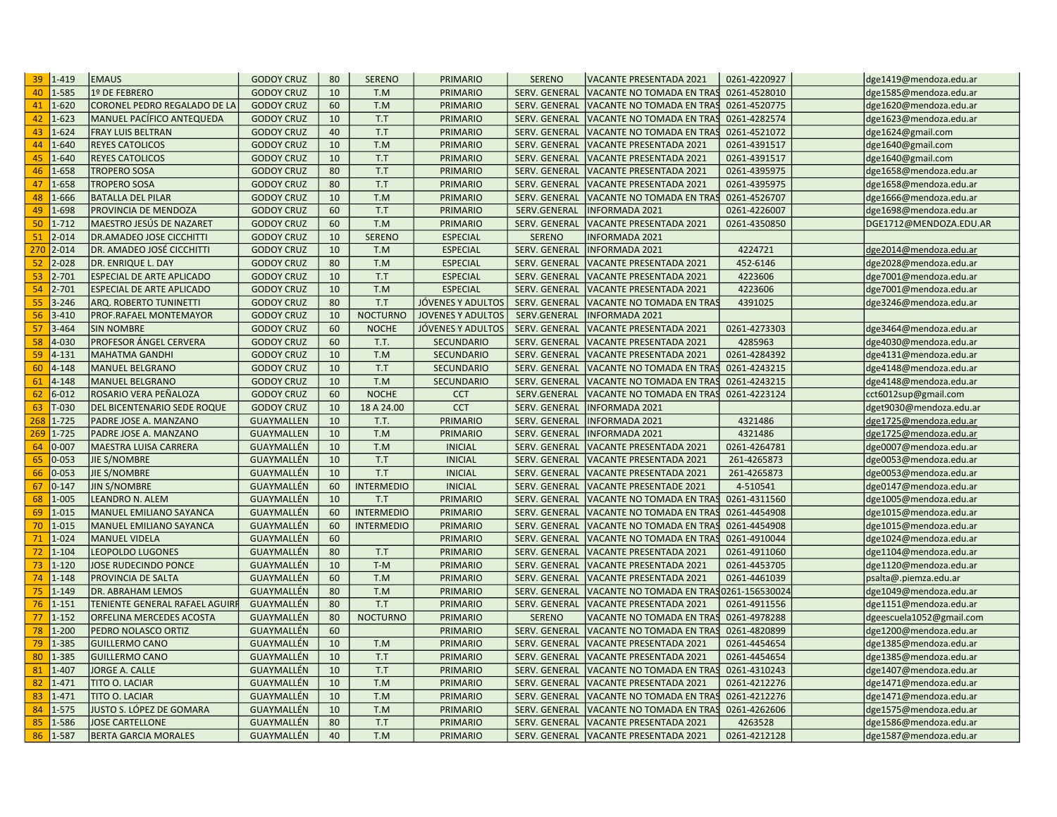| | | | | | | | | | | | |
|---|---|---|---|---|---|---|---|---|---|---|---|
| 39 | 1-419 | EMAUS | GODOY CRUZ | 80 | SERENO | PRIMARIO | SERENO | VACANTE PRESENTADA 2021 | 0261-4220927 | | dge1419@mendoza.edu.ar |
| 40 | 1-585 | 1º DE FEBRERO | GODOY CRUZ | 10 | T.M | PRIMARIO | SERV. GENERAL | VACANTE NO TOMADA EN TRAS | 0261-4528010 | | dge1585@mendoza.edu.ar |
| 41 | 1-620 | CORONEL PEDRO REGALADO DE LA | GODOY CRUZ | 60 | T.M | PRIMARIO | SERV. GENERAL | VACANTE NO TOMADA EN TRAS | 0261-4520775 | | dge1620@mendoza.edu.ar |
| 42 | 1-623 | MANUEL PACÍFICO ANTEQUEDA | GODOY CRUZ | 10 | T.T | PRIMARIO | SERV. GENERAL | VACANTE NO TOMADA EN TRAS | 0261-4282574 | | dge1623@mendoza.edu.ar |
| 43 | 1-624 | FRAY LUIS BELTRAN | GODOY CRUZ | 40 | T.T | PRIMARIO | SERV. GENERAL | VACANTE NO TOMADA EN TRAS | 0261-4521072 | | dge1624@gmail.com |
| 44 | 1-640 | REYES CATOLICOS | GODOY CRUZ | 10 | T.M | PRIMARIO | SERV. GENERAL | VACANTE PRESENTADA 2021 | 0261-4391517 | | dge1640@gmail.com |
| 45 | 1-640 | REYES CATOLICOS | GODOY CRUZ | 10 | T.T | PRIMARIO | SERV. GENERAL | VACANTE PRESENTADA 2021 | 0261-4391517 | | dge1640@gmail.com |
| 46 | 1-658 | TROPERO SOSA | GODOY CRUZ | 80 | T.T | PRIMARIO | SERV. GENERAL | VACANTE PRESENTADA 2021 | 0261-4395975 | | dge1658@mendoza.edu.ar |
| 47 | 1-658 | TROPERO SOSA | GODOY CRUZ | 80 | T.T | PRIMARIO | SERV. GENERAL | VACANTE PRESENTADA 2021 | 0261-4395975 | | dge1658@mendoza.edu.ar |
| 48 | 1-666 | BATALLA DEL PILAR | GODOY CRUZ | 10 | T.M | PRIMARIO | SERV. GENERAL | VACANTE NO TOMADA EN TRAS | 0261-4526707 | | dge1666@mendoza.edu.ar |
| 49 | 1-698 | PROVINCIA DE MENDOZA | GODOY CRUZ | 60 | T.T | PRIMARIO | SERV.GENERAL | INFORMADA 2021 | 0261-4226007 | | dge1698@mendoza.edu.ar |
| 50 | 1-712 | MAESTRO JESÚS DE NAZARET | GODOY CRUZ | 60 | T.M | PRIMARIO | SERV. GENERAL | VACANTE PRESENTADA 2021 | 0261-4350850 | | DGE1712@MENDOZA.EDU.AR |
| 51 | 2-014 | DR.AMADEO JOSE CICCHITTI | GODOY CRUZ | 10 | SERENO | ESPECIAL | SERENO | INFORMADA 2021 | | | |
| 270 | 2-014 | DR. AMADEO JOSÉ CICCHITTI | GODOY CRUZ | 10 | T.M | ESPECIAL | SERV. GENERAL | INFORMADA 2021 | 4224721 | | dge2014@mendoza.edu.ar |
| 52 | 2-028 | DR. ENRIQUE L. DAY | GODOY CRUZ | 80 | T.M | ESPECIAL | SERV. GENERAL | VACANTE PRESENTADA 2021 | 452-6146 | | dge2028@mendoza.edu.ar |
| 53 | 2-701 | ESPECIAL DE ARTE APLICADO | GODOY CRUZ | 10 | T.T | ESPECIAL | SERV. GENERAL | VACANTE PRESENTADA 2021 | 4223606 | | dge7001@mendoza.edu.ar |
| 54 | 2-701 | ESPECIAL DE ARTE APLICADO | GODOY CRUZ | 10 | T.M | ESPECIAL | SERV. GENERAL | VACANTE PRESENTADA 2021 | 4223606 | | dge7001@mendoza.edu.ar |
| 55 | 3-246 | ARQ. ROBERTO TUNINETTI | GODOY CRUZ | 80 | T.T | JÓVENES Y ADULTOS | SERV. GENERAL | VACANTE NO TOMADA EN TRAS | 4391025 | | dge3246@mendoza.edu.ar |
| 56 | 3-410 | PROF.RAFAEL MONTEMAYOR | GODOY CRUZ | 10 | NOCTURNO | JOVENES Y ADULTOS | SERV.GENERAL | INFORMADA 2021 | | | |
| 57 | 3-464 | SIN NOMBRE | GODOY CRUZ | 60 | NOCHE | JÓVENES Y ADULTOS | SERV. GENERAL | VACANTE PRESENTADA 2021 | 0261-4273303 | | dge3464@mendoza.edu.ar |
| 58 | 4-030 | PROFESOR ÁNGEL CERVERA | GODOY CRUZ | 60 | T.T. | SECUNDARIO | SERV. GENERAL | VACANTE PRESENTADA 2021 | 4285963 | | dge4030@mendoza.edu.ar |
| 59 | 4-131 | MAHATMA GANDHI | GODOY CRUZ | 10 | T.M | SECUNDARIO | SERV. GENERAL | VACANTE PRESENTADA 2021 | 0261-4284392 | | dge4131@mendoza.edu.ar |
| 60 | 4-148 | MANUEL BELGRANO | GODOY CRUZ | 10 | T.T | SECUNDARIO | SERV. GENERAL | VACANTE NO TOMADA EN TRAS | 0261-4243215 | | dge4148@mendoza.edu.ar |
| 61 | 4-148 | MANUEL BELGRANO | GODOY CRUZ | 10 | T.M | SECUNDARIO | SERV. GENERAL | VACANTE NO TOMADA EN TRAS | 0261-4243215 | | dge4148@mendoza.edu.ar |
| 62 | 6-012 | ROSARIO VERA PEÑALOZA | GODOY CRUZ | 60 | NOCHE | CCT | SERV.GENERAL | VACANTE NO TOMADA EN TRAS | 0261-4223124 | | cct6012sup@gmail.com |
| 63 | T-030 | DEL BICENTENARIO SEDE ROQUE | GODOY CRUZ | 10 | 18 A 24.00 | CCT | SERV. GENERAL | INFORMADA 2021 | | | dget9030@mendoza.edu.ar |
| 268 | 1-725 | PADRE JOSE A. MANZANO | GUAYMALLEN | 10 | T.T. | PRIMARIO | SERV. GENERAL | INFORMADA 2021 | 4321486 | | dge1725@mendoza.edu.ar |
| 269 | 1-725 | PADRE JOSE A. MANZANO | GUAYMALLEN | 10 | T.M | PRIMARIO | SERV. GENERAL | INFORMADA 2021 | 4321486 | | dge1725@mendoza.edu.ar |
| 64 | 0-007 | MAESTRA LUISA CARRERA | GUAYMALLÉN | 10 | T.M | INICIAL | SERV. GENERAL | VACANTE PRESENTADA 2021 | 0261-4264781 | | dge0007@mendoza.edu.ar |
| 65 | 0-053 | JIE S/NOMBRE | GUAYMALLÉN | 10 | T.T | INICIAL | SERV. GENERAL | VACANTE PRESENTADA 2021 | 261-4265873 | | dge0053@mendoza.edu.ar |
| 66 | 0-053 | JIE S/NOMBRE | GUAYMALLÉN | 10 | T.T | INICIAL | SERV. GENERAL | VACANTE PRESENTADA 2021 | 261-4265873 | | dge0053@mendoza.edu.ar |
| 67 | 0-147 | JIN S/NOMBRE | GUAYMALLÉN | 60 | INTERMEDIO | INICIAL | SERV. GENERAL | VACANTE PRESENTADE 2021 | 4-510541 | | dge0147@mendoza.edu.ar |
| 68 | 1-005 | LEANDRO N. ALEM | GUAYMALLÉN | 10 | T.T | PRIMARIO | SERV. GENERAL | VACANTE NO TOMADA EN TRAS | 0261-4311560 | | dge1005@mendoza.edu.ar |
| 69 | 1-015 | MANUEL EMILIANO SAYANCA | GUAYMALLÉN | 60 | INTERMEDIO | PRIMARIO | SERV. GENERAL | VACANTE NO TOMADA EN TRAS | 0261-4454908 | | dge1015@mendoza.edu.ar |
| 70 | 1-015 | MANUEL EMILIANO SAYANCA | GUAYMALLÉN | 60 | INTERMEDIO | PRIMARIO | SERV. GENERAL | VACANTE NO TOMADA EN TRAS | 0261-4454908 | | dge1015@mendoza.edu.ar |
| 71 | 1-024 | MANUEL VIDELA | GUAYMALLÉN | 60 | | PRIMARIO | SERV. GENERAL | VACANTE NO TOMADA EN TRAS | 0261-4910044 | | dge1024@mendoza.edu.ar |
| 72 | 1-104 | LEOPOLDO LUGONES | GUAYMALLÉN | 80 | T.T | PRIMARIO | SERV. GENERAL | VACANTE PRESENTADA 2021 | 0261-4911060 | | dge1104@mendoza.edu.ar |
| 73 | 1-120 | JOSE RUDECINDO PONCE | GUAYMALLÉN | 10 | T-M | PRIMARIO | SERV. GENERAL | VACANTE PRESENTADA 2021 | 0261-4453705 | | dge1120@mendoza.edu.ar |
| 74 | 1-148 | PROVINCIA DE SALTA | GUAYMALLÉN | 60 | T.M | PRIMARIO | SERV. GENERAL | VACANTE PRESENTADA 2021 | 0261-4461039 | | psalta@.piemza.edu.ar |
| 75 | 1-149 | DR. ABRAHAM LEMOS | GUAYMALLÉN | 80 | T.M | PRIMARIO | SERV. GENERAL | VACANTE NO TOMADA EN TRAS | 0261-156530024 | | dge1049@mendoza.edu.ar |
| 76 | 1-151 | TENIENTE GENERAL RAFAEL AGUIRR | GUAYMALLÉN | 80 | T.T | PRIMARIO | SERV. GENERAL | VACANTE PRESENTADA 2021 | 0261-4911556 | | dge1151@mendoza.edu.ar |
| 77 | 1-152 | ORFELINA MERCEDES ACOSTA | GUAYMALLÉN | 80 | NOCTURNO | PRIMARIO | SERENO | VACANTE NO TOMADA EN TRAS | 0261-4978288 | | dgeescuela1052@gmail.com |
| 78 | 1-200 | PEDRO NOLASCO ORTIZ | GUAYMALLÉN | 60 | | PRIMARIO | SERV. GENERAL | VACANTE NO TOMADA EN TRAS | 0261-4820899 | | dge1200@mendoza.edu.ar |
| 79 | 1-385 | GUILLERMO CANO | GUAYMALLÉN | 10 | T.M | PRIMARIO | SERV. GENERAL | VACANTE PRESENTADA 2021 | 0261-4454654 | | dge1385@mendoza.edu.ar |
| 80 | 1-385 | GUILLERMO CANO | GUAYMALLÉN | 10 | T.T | PRIMARIO | SERV. GENERAL | VACANTE PRESENTADA 2021 | 0261-4454654 | | dge1385@mendoza.edu.ar |
| 81 | 1-407 | JORGE A. CALLE | GUAYMALLÉN | 10 | T.T | PRIMARIO | SERV. GENERAL | VACANTE NO TOMADA EN TRAS | 0261-4310243 | | dge1407@mendoza.edu.ar |
| 82 | 1-471 | TITO O. LACIAR | GUAYMALLÉN | 10 | T.M | PRIMARIO | SERV. GENERAL | VACANTE PRESENTADA 2021 | 0261-4212276 | | dge1471@mendoza.edu.ar |
| 83 | 1-471 | TITO O. LACIAR | GUAYMALLÉN | 10 | T.M | PRIMARIO | SERV. GENERAL | VACANTE NO TOMADA EN TRAS | 0261-4212276 | | dge1471@mendoza.edu.ar |
| 84 | 1-575 | JUSTO S. LÓPEZ DE GOMARA | GUAYMALLÉN | 10 | T.M | PRIMARIO | SERV. GENERAL | VACANTE NO TOMADA EN TRAS | 0261-4262606 | | dge1575@mendoza.edu.ar |
| 85 | 1-586 | JOSE CARTELLONE | GUAYMALLÉN | 80 | T.T | PRIMARIO | SERV. GENERAL | VACANTE PRESENTADA 2021 | 4263528 | | dge1586@mendoza.edu.ar |
| 86 | 1-587 | BERTA GARCIA MORALES | GUAYMALLÉN | 40 | T.M | PRIMARIO | SERV. GENERAL | VACANTE PRESENTADA 2021 | 0261-4212128 | | dge1587@mendoza.edu.ar |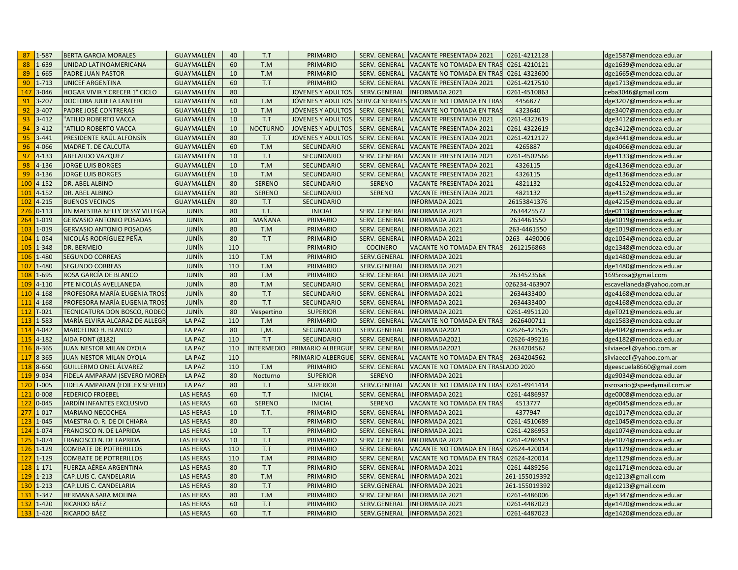| | | | | | | | | | | | |
|---|---|---|---|---|---|---|---|---|---|---|---|
| 87 | 1-587 | BERTA GARCIA MORALES | GUAYMALLÉN | 40 | T.T | PRIMARIO | SERV. GENERAL | VACANTE PRESENTADA 2021 | 0261-4212128 | | dge1587@mendoza.edu.ar |
| 88 | 1-639 | UNIDAD LATINOAMERICANA | GUAYMALLÉN | 60 | T.M | PRIMARIO | SERV. GENERAL | VACANTE NO TOMADA EN TRAS | 0261-4210121 | | dge1639@mendoza.edu.ar |
| 89 | 1-665 | PADRE JUAN PASTOR | GUAYMALLÉN | 10 | T.M | PRIMARIO | SERV. GENERAL | VACANTE NO TOMADA EN TRAS | 0261-4323600 | | dge1665@mendoza.edu.ar |
| 90 | 1-713 | UNICEF ARGENTINA | GUAYMALLÉN | 60 | T.T | PRIMARIO | SERV. GENERAL | VACANTE PRESENTADA 2021 | 0261-4217510 | | dge1713@mendoza.edu.ar |
| 147 | 3-046 | HOGAR VIVIR Y CRECER 1° CICLO | GUAYMALLÉN | 80 | | JOVENES Y ADULTOS | SERV.GENERAL | INFORMADA 2021 | 0261-4510863 | | ceba3046@gmail.com |
| 91 | 3-207 | DOCTORA JULIETA LANTERI | GUAYMALLÉN | 60 | T.M | JÓVENES Y ADULTOS | SERV.GENERALES | VACANTE NO TOMADA EN TRAS | 4456877 | | dge3207@mendoza.edu.ar |
| 92 | 3-407 | PADRE JOSÉ CONTRERAS | GUAYMALLÉN | 10 | T.M | JÓVENES Y ADULTOS | SERV. GENERAL | VACANTE NO TOMADA EN TRAS | 4323640 | | dge3407@mendoza.edu.ar |
| 93 | 3-412 | "ATILIO ROBERTO VACCA | GUAYMALLÉN | 10 | T.T | JOVENES Y ADULTOS | SERV. GENERAL | VACANTE PRESENTADA 2021 | 0261-4322619 | | dge3412@mendoza.edu.ar |
| 94 | 3-412 | "ATILIO ROBERTO VACCA | GUAYMALLÉN | 10 | NOCTURNO | JOVENES Y ADULTOS | SERV. GENERAL | VACANTE PRESENTADA 2021 | 0261-4322619 | | dge3412@mendoza.edu.ar |
| 95 | 3-441 | PRESIDENTE RAÚL ALFONSÍN | GUAYMALLÉN | 80 | T.T | JOVENES Y ADULTOS | SERV. GENERAL | VACANTE PRESENTADA 2021 | 0261-4212127 | | dge3441@mendoza.edu.ar |
| 96 | 4-066 | MADRE T. DE CALCUTA | GUAYMALLÉN | 60 | T.M | SECUNDARIO | SERV. GENERAL | VACANTE PRESENTADA 2021 | 4265887 | | dge4066@mendoza.edu.ar |
| 97 | 4-133 | ABELARDO VAZQUEZ | GUAYMALLÉN | 10 | T.T | SECUNDARIO | SERV. GENERAL | VACANTE PRESENTADA 2021 | 0261-4502566 | | dge4133@mendoza.edu.ar |
| 98 | 4-136 | JORGE LUIS BORGES | GUAYMALLÉN | 10 | T.M | SECUNDARIO | SERV. GENERAL | VACANTE PRESENTADA 2021 | 4326115 | | dge4136@mendoza.edu.ar |
| 99 | 4-136 | JORGE LUIS BORGES | GUAYMALLÉN | 10 | T.M | SECUNDARIO | SERV. GENERAL | VACANTE PRESENTADA 2021 | 4326115 | | dge4136@mendoza.edu.ar |
| 100 | 4-152 | DR. ABEL ALBINO | GUAYMALLÉN | 80 | SERENO | SECUNDARIO | SERENO | VACANTE PRESENTADA 2021 | 4821132 | | dge4152@mendoza.edu.ar |
| 101 | 4-152 | DR. ABEL ALBINO | GUAYMALLÉN | 80 | SERENO | SECUNDARIO | SERENO | VACANTE PRESENTADA 2021 | 4821132 | | dge4152@mendoza.edu.ar |
| 102 | 4-215 | BUENOS VECINOS | GUAYMALLÉN | 80 | T.T | SECUNDARIO | | INFORMADA 2021 | 26153841376 | | dge4215@mendoza.edu.ar |
| 276 | 0-113 | JIN MAESTRA NELLY DESSY VILLEGA | JUNIN | 80 | T.T. | INICIAL | SERV. GENERAL | INFORMADA 2021 | 2634425572 | | dge0113@mendoza.edu.ar |
| 264 | 1-019 | GERVASIO ANTONIO POSADAS | JUNIN | 80 | MAÑANA | PRIMARIO | SERV. GENERAL | INFORMADA 2021 | 2634461550 | | dge1019@mendoza.edu.ar |
| 103 | 1-019 | GERVASIO ANTONIO POSADAS | JUNÍN | 80 | T.M | PRIMARIO | SERV. GENERAL | INFORMADA 2021 | 263-4461550 | | dge1019@mendoza.edu.ar |
| 104 | 1-054 | NICOLÁS RODRÍGUEZ PEÑA | JUNÍN | 80 | T.T | PRIMARIO | SERV. GENERAL | INFORMADA 2021 | 0263 - 4490006 | | dge1054@mendoza.edu.ar |
| 105 | 1-348 | DR. BERMEJO | JUNÍN | 110 | | PRIMARIO | COCINERO | VACANTE NO TOMADA EN TRAS | 2612156868 | | dge1348@mendoza.edu.ar |
| 106 | 1-480 | SEGUNDO CORREAS | JUNÍN | 110 | T.M | PRIMARIO | SERV.GENERAL | INFORMADA 2021 | | | dge1480@mendoza.edu.ar |
| 107 | 1-480 | SEGUNDO CORREAS | JUNÍN | 110 | T.M | PRIMARIO | SERV.GENERAL | INFORMADA 2021 | | | dge1480@mendoza.edu.ar |
| 108 | 1-695 | ROSA GARCÍA DE BLANCO | JUNÍN | 80 | T.M | PRIMARIO | SERV. GENERAL | INFORMADA 2021 | 2634523568 | | 1695rosa@gmail.com |
| 109 | 4-110 | PTE NICOLÁS AVELLANEDA | JUNÍN | 80 | T.M | SECUNDARIO | SERV. GENERAL | INFORMADA 2021 | 026234-463907 | | escavellaneda@yahoo.com.ar |
| 110 | 4-168 | PROFESORA MARÍA EUGENIA TROSS | JUNÍN | 80 | T.T | SECUNDARIO | SERV. GENERAL | INFORMADA 2021 | 2634433400 | | dge4168@mendoza.edu.ar |
| 111 | 4-168 | PROFESORA MARÍA EUGENIA TROSS | JUNÍN | 80 | T.T | SECUNDARIO | SERV. GENERAL | INFORMADA 2021 | 2634433400 | | dge4168@mendoza.edu.ar |
| 112 | T-021 | TECNICATURA DON BOSCO, RODEO | JUNÍN | 80 | Vespertino | SUPERIOR | SERV. GENERAL | INFORMADA 2021 | 0261-4951120 | | dgeT021@mendoza.edu.ar |
| 113 | 1-583 | MARÍA ELVIRA ALCARAZ DE ALLEGR | LA PAZ | 110 | T.M | PRIMARIO | SERV. GENERAL | VACANTE NO TOMADA EN TRAS | 2626400711 | | dge1583@mendoza.edu.ar |
| 114 | 4-042 | MARCELINO H. BLANCO | LA PAZ | 80 | T,M. | SECUNDARIO | SERV.GENERAL | INFORMADA2021 | 02626-421505 | | dge4042@mendoza.edu.ar |
| 115 | 4-182 | AIDA FONT (8182) | LA PAZ | 110 | T.T | SECUNDARIO | SERV. GENERAL | INFORMADA2021 | 02626-499216 | | dge4182@mendoza.edu.ar |
| 116 | 8-365 | JUAN NESTOR MILAN OYOLA | LA PAZ | 110 | INTERMEDIO | PRIMARIO ALBERGUE | SERV. GENERAL | INFORMADA2021 | 2634204562 | | silviaeceli@yahoo.com.ar |
| 117 | 8-365 | JUAN NESTOR MILAN OYOLA | LA PAZ | 110 | | PRIMARIO ALBERGUE | SERV. GENERAL | VACANTE NO TOMADA EN TRAS | 2634204562 | | silviaeceli@yahoo.com.ar |
| 118 | 8-660 | GUILLERMO ONEL ÁLVAREZ | LA PAZ | 110 | T.M | PRIMARIO | SERV. GENERAL | VACANTE NO TOMADA EN TRASLADO 2020 | | | dgeescuela8660@gmail.com |
| 119 | 9-034 | FIDELA AMPARAM (SEVERO MOREN | LA PAZ | 80 | Nocturno | SUPERIOR | SERENO | INFORMADA 2021 | | | dge9034@mendoza.edu.ar |
| 120 | T-005 | FIDELA AMPARAN (EDIF.EX SEVERO | LA PAZ | 80 | T.T | SUPERIOR | SERV.GENERAL | VACANTE NO TOMADA EN TRAS | 0261-4941414 | | nsrosario@speedymail.com.ar |
| 121 | 0-008 | FEDERICO FROEBEL | LAS HERAS | 60 | T.T | INICIAL | SERV. GENERAL | INFORMADA 2021 | 0261-4486937 | | dge0008@mendoza.edu.ar |
| 122 | 0-045 | JARDÍN INFANTES EXCLUSIVO | LAS HERAS | 60 | SERENO | INICIAL | SERENO | VACANTE NO TOMADA EN TRAS | 4513777 | | dge0045@mendoza.edu.ar |
| 277 | 1-017 | MARIANO NECOCHEA | LAS HERAS | 10 | T.T. | PRIMARIO | SERV. GENERAL | INFORMADA 2021 | 4377947 | | dge1017@mendoza.edu.ar |
| 123 | 1-045 | MAESTRA O. R. DE DI CHIARA | LAS HERAS | 80 | | PRIMARIO | SERV. GENERAL | INFORMADA 2021 | 0261-4510689 | | dge1045@mendoza.edu.ar |
| 124 | 1-074 | FRANCISCO N. DE LAPRIDA | LAS HERAS | 10 | T.T | PRIMARIO | SERV. GENERAL | INFORMADA 2021 | 0261-4286953 | | dge1074@mendoza.edu.ar |
| 125 | 1-074 | FRANCISCO N. DE LAPRIDA | LAS HERAS | 10 | T.T | PRIMARIO | SERV. GENERAL | INFORMADA 2021 | 0261-4286953 | | dge1074@mendoza.edu.ar |
| 126 | 1-129 | COMBATE DE POTRERILLOS | LAS HERAS | 110 | T.T | PRIMARIO | SERV. GENERAL | VACANTE NO TOMADA EN TRAS | 02624-420014 | | dge1129@mendoza.edu.ar |
| 127 | 1-129 | COMBATE DE POTRERILLOS | LAS HERAS | 110 | T.M | PRIMARIO | SERV. GENERAL | VACANTE NO TOMADA EN TRAS | 02624-420014 | | dge1129@mendoza.edu.ar |
| 128 | 1-171 | FUERZA AÉREA ARGENTINA | LAS HERAS | 80 | T.T | PRIMARIO | SERV. GENERAL | INFORMADA 2021 | 0261-4489256 | | dge1171@mendoza.edu.ar |
| 129 | 1-213 | CAP.LUIS C. CANDELARIA | LAS HERAS | 80 | T.M | PRIMARIO | SERV. GENERAL | INFORMADA 2021 | 261-155019392 | | dge1213@gmail.com |
| 130 | 1-213 | CAP.LUIS C. CANDELARIA | LAS HERAS | 80 | T.T | PRIMARIO | SERV.GENERAL | INFORMADA 2021 | 261-155019392 | | dge1213@gmail.com |
| 131 | 1-347 | HERMANA SARA MOLINA | LAS HERAS | 80 | T.M | PRIMARIO | SERV. GENERAL | INFORMADA 2021 | 0261-4486006 | | dge1347@mendoza.edu.ar |
| 132 | 1-420 | RICARDO BÁEZ | LAS HERAS | 60 | T.T | PRIMARIO | SERV.GENERAL | INFORMADA 2021 | 0261-4487023 | | dge1420@mendoza.edu.ar |
| 133 | 1-420 | RICARDO BÁEZ | LAS HERAS | 60 | T.T | PRIMARIO | SERV.GENERAL | INFORMADA 2021 | 0261-4487023 | | dge1420@mendoza.edu.ar |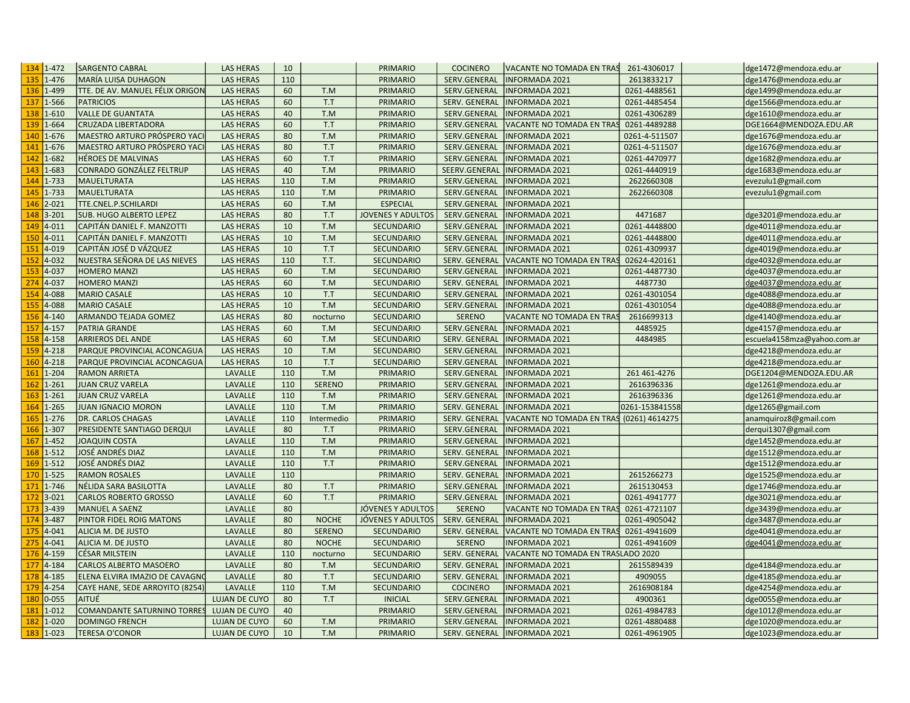| | | | | | | | | | | | |
|---|---|---|---|---|---|---|---|---|---|---|---|
| 134 | 1-472 | SARGENTO CABRAL | LAS HERAS | 10 | | PRIMARIO | COCINERO | VACANTE NO TOMADA EN TRAS | 261-4306017 | | dge1472@mendoza.edu.ar |
| 135 | 1-476 | MARÍA LUISA DUHAGON | LAS HERAS | 110 | | PRIMARIO | SERV.GENERAL | INFORMADA 2021 | 2613833217 | | dge1476@mendoza.edu.ar |
| 136 | 1-499 | TTE. DE AV. MANUEL FÉLIX ORIGON | LAS HERAS | 60 | T.M | PRIMARIO | SERV.GENERAL | INFORMADA 2021 | 0261-4488561 | | dge1499@mendoza.edu.ar |
| 137 | 1-566 | PATRICIOS | LAS HERAS | 60 | T.T | PRIMARIO | SERV. GENERAL | INFORMADA 2021 | 0261-4485454 | | dge1566@mendoza.edu.ar |
| 138 | 1-610 | VALLE DE GUANTATA | LAS HERAS | 40 | T.M | PRIMARIO | SERV.GENERAL | INFORMADA 2021 | 0261-4306289 | | dge1610@mendoza.edu.ar |
| 139 | 1-664 | CRUZADA LIBERTADORA | LAS HERAS | 60 | T.T | PRIMARIO | SERV.GENERAL | VACANTE NO TOMADA EN TRAS | 0261-4489288 | | DGE1664@MENDOZA.EDU.AR |
| 140 | 1-676 | MAESTRO ARTURO PRÓSPERO YACI | LAS HERAS | 80 | T.M | PRIMARIO | SERV.GENERAL | INFORMADA 2021 | 0261-4-511507 | | dge1676@mendoza.edu.ar |
| 141 | 1-676 | MAESTRO ARTURO PRÓSPERO YACI | LAS HERAS | 80 | T.T | PRIMARIO | SERV.GENERAL | INFORMADA 2021 | 0261-4-511507 | | dge1676@mendoza.edu.ar |
| 142 | 1-682 | HÉROES DE MALVINAS | LAS HERAS | 60 | T.T | PRIMARIO | SERV.GENERAL | INFORMADA 2021 | 0261-4470977 | | dge1682@mendoza.edu.ar |
| 143 | 1-683 | CONRADO GONZÁLEZ FELTRUP | LAS HERAS | 40 | T.M | PRIMARIO | SEERV.GENERAL | INFORMADA 2021 | 0261-4440919 | | dge1683@mendoza.edu.ar |
| 144 | 1-733 | MAUELTURATA | LAS HERAS | 110 | T.M | PRIMARIO | SERV.GENERAL | INFORMADA 2021 | 2622660308 | | evezulu1@gmail.com |
| 145 | 1-733 | MAUELTURATA | LAS HERAS | 110 | T.M | PRIMARIO | SERV.GENERAL | INFORMADA 2021 | 2622660308 | | evezulu1@gmail.com |
| 146 | 2-021 | TTE.CNEL.P.SCHILARDI | LAS HERAS | 60 | T.M | ESPECIAL | SERV.GENERAL | INFORMADA 2021 | | | |
| 148 | 3-201 | SUB. HUGO ALBERTO LEPEZ | LAS HERAS | 80 | T.T | JOVENES Y ADULTOS | SERV.GENERAL | INFORMADA 2021 | 4471687 | | dge3201@mendoza.edu.ar |
| 149 | 4-011 | CAPITÁN DANIEL F. MANZOTTI | LAS HERAS | 10 | T.M | SECUNDARIO | SERV.GENERAL | INFORMADA 2021 | 0261-4448800 | | dge4011@mendoza.edu.ar |
| 150 | 4-011 | CAPITÁN DANIEL F. MANZOTTI | LAS HERAS | 10 | T.M | SECUNDARIO | SERV.GENERAL | INFORMADA 2021 | 0261-4448800 | | dge4011@mendoza.edu.ar |
| 151 | 4-019 | CAPITÁN JOSÉ D VÁZQUEZ | LAS HERAS | 10 | T.T | SECUNDARIO | SERV.GENERAL | INFORMADA 2021 | 0261-4309937 | | dge4019@mendoza.edu.ar |
| 152 | 4-032 | NUESTRA SEÑORA DE LAS NIEVES | LAS HERAS | 110 | T.T. | SECUNDARIO | SERV. GENERAL | VACANTE NO TOMADA EN TRAS | 02624-420161 | | dge4032@mendoza.edu.ar |
| 153 | 4-037 | HOMERO MANZI | LAS HERAS | 60 | T.M | SECUNDARIO | SERV.GENERAL | INFORMADA 2021 | 0261-4487730 | | dge4037@mendoza.edu.ar |
| 274 | 4-037 | HOMERO MANZI | LAS HERAS | 60 | T.M | SECUNDARIO | SERV. GENERAL | INFORMADA 2021 | 4487730 | | dge4037@mendoza.edu.ar |
| 154 | 4-088 | MARIO CASALE | LAS HERAS | 10 | T.T | SECUNDARIO | SERV.GENERAL | INFORMADA 2021 | 0261-4301054 | | dge4088@mendoza.edu.ar |
| 155 | 4-088 | MARIO CASALE | LAS HERAS | 10 | T.M | SECUNDARIO | SERV.GENERAL | INFORMADA 2021 | 0261-4301054 | | dge4088@mendoza.edu.ar |
| 156 | 4-140 | ARMANDO TEJADA GOMEZ | LAS HERAS | 80 | nocturno | SECUNDARIO | SERENO | VACANTE NO TOMADA EN TRAS | 2616699313 | | dge4140@mendoza.edu.ar |
| 157 | 4-157 | PATRIA GRANDE | LAS HERAS | 60 | T.M | SECUNDARIO | SERV.GENERAL | INFORMADA 2021 | 4485925 | | dge4157@mendoza.edu.ar |
| 158 | 4-158 | ARRIEROS DEL ANDE | LAS HERAS | 60 | T.M | SECUNDARIO | SERV. GENERAL | INFORMADA 2021 | 4484985 | | escuela4158mza@yahoo.com.ar |
| 159 | 4-218 | PARQUE PROVINCIAL ACONCAGUA | LAS HERAS | 10 | T.M | SECUNDARIO | SERV.GENERAL | INFORMADA 2021 | | | dge4218@mendoza.edu.ar |
| 160 | 4-218 | PARQUE PROVINCIAL ACONCAGUA | LAS HERAS | 10 | T.T | SECUNDARIO | SERV.GENERAL | INFORMADA 2021 | | | dge4218@mendoza.edu.ar |
| 161 | 1-204 | RAMON ARRIETA | LAVALLE | 110 | T.M | PRIMARIO | SERV.GENERAL | INFORMADA 2021 | 261 461-4276 | | DGE1204@MENDOZA.EDU.AR |
| 162 | 1-261 | JUAN CRUZ VARELA | LAVALLE | 110 | SERENO | PRIMARIO | SERV.GENERAL | INFORMADA 2021 | 2616396336 | | dge1261@mendoza.edu.ar |
| 163 | 1-261 | JUAN CRUZ VARELA | LAVALLE | 110 | T.M | PRIMARIO | SERV.GENERAL | INFORMADA 2021 | 2616396336 | | dge1261@mendoza.edu.ar |
| 164 | 1-265 | JUAN IGNACIO MORON | LAVALLE | 110 | T.M | PRIMARIO | SERV. GENERAL | INFORMADA 2021 | 0261-153841558 | | dge1265@gmail.com |
| 165 | 1-276 | DR. CARLOS CHAGAS | LAVALLE | 110 | Intermedio | PRIMARIO | SERV. GENERAL | VACANTE NO TOMADA EN TRAS | (0261) 4614275 | | anamquiroz8@gmail.com |
| 166 | 1-307 | PRESIDENTE SANTIAGO DERQUI | LAVALLE | 80 | T.T | PRIMARIO | SERV.GENERAL | INFORMADA 2021 | | | derqui1307@gmail.com |
| 167 | 1-452 | JOAQUIN COSTA | LAVALLE | 110 | T.M | PRIMARIO | SERV.GENERAL | INFORMADA 2021 | | | dge1452@mendoza.edu.ar |
| 168 | 1-512 | JOSÉ ANDRÉS DIAZ | LAVALLE | 110 | T.M | PRIMARIO | SERV. GENERAL | INFORMADA 2021 | | | dge1512@mendoza.edu.ar |
| 169 | 1-512 | JOSÉ ANDRÉS DIAZ | LAVALLE | 110 | T.T | PRIMARIO | SERV.GENERAL | INFORMADA 2021 | | | dge1512@mendoza.edu.ar |
| 170 | 1-525 | RAMON ROSALES | LAVALLE | 110 | | PRIMARIO | SERV. GENERAL | INFORMADA 2021 | 2615266273 | | dge1525@mendoza.edu.ar |
| 171 | 1-746 | NÉLIDA SARA BASILOTTA | LAVALLE | 80 | T.T | PRIMARIO | SERV.GENERAL | INFORMADA 2021 | 2615130453 | | dge1746@mendoza.edu.ar |
| 172 | 3-021 | CARLOS ROBERTO GROSSO | LAVALLE | 60 | T.T | PRIMARIO | SERV.GENERAL | INFORMADA 2021 | 0261-4941777 | | dge3021@mendoza.edu.ar |
| 173 | 3-439 | MANUEL A SAENZ | LAVALLE | 80 | | JÓVENES Y ADULTOS | SERENO | VACANTE NO TOMADA EN TRAS | 0261-4721107 | | dge3439@mendoza.edu.ar |
| 174 | 3-487 | PINTOR FIDEL ROIG MATONS | LAVALLE | 80 | NOCHE | JÓVENES Y ADULTOS | SERV. GENERAL | INFORMADA 2021 | 0261-4905042 | | dge3487@mendoza.edu.ar |
| 175 | 4-041 | ALICIA M. DE JUSTO | LAVALLE | 80 | SERENO | SECUNDARIO | SERV. GENERAL | VACANTE NO TOMADA EN TRAS | 0261-4941609 | | dge4041@mendoza.edu.ar |
| 275 | 4-041 | ALICIA M. DE JUSTO | LAVALLE | 80 | NOCHE | SECUNDARIO | SERENO | INFORMADA 2021 | 0261-4941609 | | dge4041@mendoza.edu.ar |
| 176 | 4-159 | CÉSAR MILSTEIN | LAVALLE | 110 | nocturno | SECUNDARIO | SERV. GENERAL | VACANTE NO TOMADA EN TRASLADO 2020 | | | |
| 177 | 4-184 | CARLOS ALBERTO MASOERO | LAVALLE | 80 | T.M | SECUNDARIO | SERV. GENERAL | INFORMADA 2021 | 2615589439 | | dge4184@mendoza.edu.ar |
| 178 | 4-185 | ELENA ELVIRA IMAZIO DE CAVAGNO | LAVALLE | 80 | T.T | SECUNDARIO | SERV. GENERAL | INFORMADA 2021 | 4909055 | | dge4185@mendoza.edu.ar |
| 179 | 4-254 | CAYE HANE, SEDE ARROYITO (8254) | LAVALLE | 110 | T.M | SECUNDARIO | COCINERO | INFORMADA 2021 | 2616908184 | | dge4254@mendoza.edu.ar |
| 180 | 0-055 | AITUÉ | LUJAN DE CUYO | 80 | T.T | INICIAL | SERV.GENERAL | INFORMADA 2021 | 4900361 | | dge0055@mendoza.edu.ar |
| 181 | 1-012 | COMANDANTE SATURNINO TORRES | LUJAN DE CUYO | 40 | | PRIMARIO | SERV.GENERAL | INFORMADA 2021 | 0261-4984783 | | dge1012@mendoza.edu.ar |
| 182 | 1-020 | DOMINGO FRENCH | LUJAN DE CUYO | 60 | T.M | PRIMARIO | SERV.GENERAL | INFORMADA 2021 | 0261-4880488 | | dge1020@mendoza.edu.ar |
| 183 | 1-023 | TERESA O'CONOR | LUJAN DE CUYO | 10 | T.M | PRIMARIO | SERV. GENERAL | INFORMADA 2021 | 0261-4961905 | | dge1023@mendoza.edu.ar |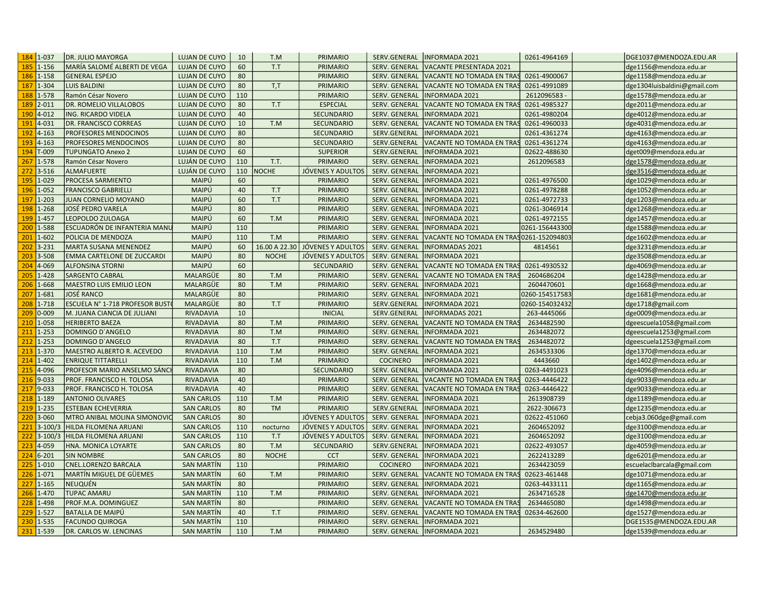| | | | | | | | | | | | |
|---|---|---|---|---|---|---|---|---|---|---|---|
| 184 | 1-037 | DR. JULIO MAYORGA | LUJAN DE CUYO | 10 | T.M | PRIMARIO | SERV.GENERAL | INFORMADA 2021 | 0261-4964169 | | DGE1037@MENDOZA.EDU.AR |
| 185 | 1-156 | MARÍA SALOMÉ ALBERTI DE VEGA | LUJAN DE CUYO | 60 | T.T | PRIMARIO | SERV. GENERAL | VACANTE PRESENTADA 2021 | | | dge1156@mendoza.edu.ar |
| 186 | 1-158 | GENERAL ESPEJO | LUJAN DE CUYO | 80 | | PRIMARIO | SERV. GENERAL | VACANTE NO TOMADA EN TRAS | 0261-4900067 | | dge1158@mendoza.edu.ar |
| 187 | 1-304 | LUIS BALDINI | LUJAN DE CUYO | 80 | T,T | PRIMARIO | SERV. GENERAL | VACANTE NO TOMADA EN TRAS | 0261-4991089 | | dge1304luisbaldini@gmail.com |
| 188 | 1-578 | Ramón César Novero | LUJAN DE CUYO | 110 | | PRIMARIO | SERV. GENERAL | INFORMADA 2021 | 2612096583 - | | dge1578@mendoza.edu.ar |
| 189 | 2-011 | DR. ROMELIO VILLALOBOS | LUJAN DE CUYO | 80 | T.T | ESPECIAL | SERV. GENERAL | VACANTE NO TOMADA EN TRAS | 0261-4985327 | | dge2011@mendoza.edu.ar |
| 190 | 4-012 | ING. RICARDO VIDELA | LUJAN DE CUYO | 40 | | SECUNDARIO | SERV. GENERAL | INFORMADA 2021 | 0261-4980204 | | dge4012@mendoza.edu.ar |
| 191 | 4-031 | DR. FRANCISCO CORREAS | LUJAN DE CUYO | 10 | T.M | SECUNDARIO | SERV. GENERAL | VACANTE NO TOMADA EN TRAS | 0261-4960033 | | dge4031@mendoza.edu.ar |
| 192 | 4-163 | PROFESORES MENDOCINOS | LUJAN DE CUYO | 80 | | SECUNDARIO | SERV.GENERAL | INFORMADA 2021 | 0261-4361274 | | dge4163@mendoza.edu.ar |
| 193 | 4-163 | PROFESORES MENDOCINOS | LUJAN DE CUYO | 80 | | SECUNDARIO | SERV.GENERAL | VACANTE NO TOMADA EN TRAS | 0261-4361274 | | dge4163@mendoza.edu.ar |
| 194 | T-009 | TUPUNGATO Anexo 2 | LUJAN DE CUYO | 60 | | SUPERIOR | SERV.GENERAL | INFORMADA 2021 | 02622-488630 | | dget009@mendoza.edu.ar |
| 267 | 1-578 | Ramón César Novero | LUJÁN DE CUYO | 110 | T.T. | PRIMARIO | SERV. GENERAL | INFORMADA 2021 | 2612096583 | | dge1578@mendoza.edu.ar |
| 272 | 3-516 | ALMAFUERTE | LUJÁN DE CUYO | 110 | NOCHE | JÓVENES Y ADULTOS | SERV. GENERAL | INFORMADA 2021 | | | dge3516@mendoza.edu.ar |
| 195 | 1-029 | PROCESA SARMIENTO | MAIPÚ | 60 | | PRIMARIO | SERV. GENERAL | INFORMADA 2021 | 0261-4976500 | | dge1029@mendoza.edu.ar |
| 196 | 1-052 | FRANCISCO GABRIELLI | MAIPÚ | 40 | T.T | PRIMARIO | SERV. GENERAL | INFORMADA 2021 | 0261-4978288 | | dge1052@mendoza.edu.ar |
| 197 | 1-203 | JUAN CORNELIO MOYANO | MAIPÚ | 60 | T.T | PRIMARIO | SERV. GENERAL | INFORMADA 2021 | 0261-4972733 | | dge1203@mendoza.edu.ar |
| 198 | 1-268 | JOSÉ PEDRO VARELA | MAIPÚ | 80 | | PRIMARIO | SERV. GENERAL | INFORMADA 2021 | 0261-3046914 | | dge1268@mendoza.edu.ar |
| 199 | 1-457 | LEOPOLDO ZULOAGA | MAIPÚ | 60 | T.M | PRIMARIO | SERV. GENERAL | INFORMADA 2021 | 0261-4972155 | | dge1457@mendoza.edu.ar |
| 200 | 1-588 | ESCUADRÓN DE INFANTERIA MANU | MAIPÚ | 110 | | PRIMARIO | SERV. GENERAL | INFORMADA 2021 | 0261-156443300 | | dge1588@mendoza.edu.ar |
| 201 | 1-602 | POLICIA DE MENDOZA | MAIPÚ | 110 | T.M | PRIMARIO | SERV. GENERAL | VACANTE NO TOMADA EN TRAS | 0261-152094803 | | dge1602@mendoza.edu.ar |
| 202 | 3-231 | MARTA SUSANA MENENDEZ | MAIPÚ | 60 | 16.00 A 22.30 | JÓVENES Y ADULTOS | SERV. GENERAL | INFORMADAS 2021 | 4814561 | | dge3231@mendoza.edu.ar |
| 203 | 3-508 | EMMA CARTELONE DE ZUCCARDI | MAIPÚ | 80 | NOCHE | JÓVENES Y ADULTOS | SERV. GENERAL | INFORMADA 2021 | | | dge3508@mendoza.edu.ar |
| 204 | 4-069 | ALFONSINA STORNI | MAIPÚ | 60 | | SECUNDARIO | SERV. GENERAL | VACANTE NO TOMADA EN TRAS | 0261-4930532 | | dge4069@mendoza.edu.ar |
| 205 | 1-428 | SARGENTO CABRAL | MALARGÜE | 80 | T.M | PRIMARIO | SERV. GENERAL | VACANTE NO TOMADA EN TRAS | 2604686204 | | dge1428@mendoza.edu.ar |
| 206 | 1-668 | MAESTRO LUIS EMILIO LEON | MALARGÜE | 80 | T.M | PRIMARIO | SERV. GENERAL | INFORMADA 2021 | 2604470601 | | dge1668@mendoza.edu.ar |
| 207 | 1-681 | JOSÉ RANCO | MALARGÜE | 80 | | PRIMARIO | SERV. GENERAL | INFORMADA 2021 | 0260-154517583 | | dge1681@mendoza.edu.ar |
| 208 | 1-718 | ESCUELA N° 1-718 PROFESOR BUST | MALARGÜE | 80 | T.T | PRIMARIO | SERV.GENERAL | INFORMADA 2021 | 0260-154032432 | | dge1718@gmail.com |
| 209 | 0-009 | M. JUANA CIANCIA DE JULIANI | RIVADAVIA | 10 | | INICIAL | SERV.GENERAL | INFORMADAS 2021 | 263-4445066 | | dge0009@mendoza.edu.ar |
| 210 | 1-058 | HERIBERTO BAEZA | RIVADAVIA | 80 | T.M | PRIMARIO | SERV. GENERAL | VACANTE NO TOMADA EN TRAS | 2634482590 | | dgeescuela1058@gmail.com |
| 211 | 1-253 | DOMINGO D`ANGELO | RIVADAVIA | 80 | T.M | PRIMARIO | SERV. GENERAL | INFORMADA 2021 | 2634482072 | | dgeescuela1253@gmail.com |
| 212 | 1-253 | DOMINGO D`ANGELO | RIVADAVIA | 80 | T.T | PRIMARIO | SERV. GENERAL | VACANTE NO TOMADA EN TRAS | 2634482072 | | dgeescuela1253@gmail.com |
| 213 | 1-370 | MAESTRO ALBERTO R. ACEVEDO | RIVADAVIA | 110 | T.M | PRIMARIO | SERV. GENERAL | INFORMADA 2021 | 2634533306 | | dge1370@mendoza.edu.ar |
| 214 | 1-402 | ENRIQUE TITTARELLI | RIVADAVIA | 110 | T.M | PRIMARIO | COCINERO | INFORMADA 2021 | 4443660 | | dge1402@mendoza.edu.ar |
| 215 | 4-096 | PROFESOR MARIO ANSELMO SÁNCH | RIVADAVIA | 80 | | SECUNDARIO | SERV. GENERAL | INFORMADA 2021 | 0263-4491023 | | dge4096@mendoza.edu.ar |
| 216 | 9-033 | PROF. FRANCISCO H. TOLOSA | RIVADAVIA | 40 | | PRIMARIO | SERV. GENERAL | VACANTE NO TOMADA EN TRAS | 0263-4446422 | | dge9033@mendoza.edu.ar |
| 217 | 9-033 | PROF. FRANCISCO H. TOLOSA | RIVADAVIA | 40 | | PRIMARIO | SERV. GENERAL | VACANTE NO TOMADA EN TRAS | 0263-4446422 | | dge9033@mendoza.edu.ar |
| 218 | 1-189 | ANTONIO OLIVARES | SAN CARLOS | 110 | T.M | PRIMARIO | SERV. GENERAL | INFORMADA 2021 | 2613908739 | | dge1189@mendoza.edu.ar |
| 219 | 1-235 | ESTEBAN ECHEVERRIA | SAN CARLOS | 80 | TM | PRIMARIO | SERV.GENERAL | INFORMADA 2021 | 2622-306673 | | dge1235@mendoza.edu.ar |
| 220 | 3-060 | MTRO ANIBAL MOLINA SIMONOVIC | SAN CARLOS | 80 | | JÓVENES Y ADULTOS | SERV. GENERAL | INFORMADA 2021 | 02622-451060 | | cebja3.060dge@gmail.com |
| 221 | 3-100/3 | HILDA FILOMENA ARUANI | SAN CARLOS | 110 | nocturno | JÓVENES Y ADULTOS | SERV. GENERAL | INFORMADA 2021 | 2604652092 | | dge3100@mendoza.edu.ar |
| 222 | 3-100/3 | HILDA FILOMENA ARUANI | SAN CARLOS | 110 | T.T | JÓVENES Y ADULTOS | SERV. GENERAL | INFORMADA 2021 | 2604652092 | | dge3100@mendoza.edu.ar |
| 223 | 4-059 | HNA. MONICA LOYARTE | SAN CARLOS | 80 | T.M | SECUNDARIO | SERV.GENERAL | INFORMADA 2021 | 02622-493057 | | dge4059@mendoza.edu.ar |
| 224 | 6-201 | SIN NOMBRE | SAN CARLOS | 80 | NOCHE | CCT | SERV. GENERAL | INFORMADA 2021 | 2622413289 | | dge6201@mendoza.edu.ar |
| 225 | 1-010 | CNEL.LORENZO BARCALA | SAN MARTÍN | 110 | | PRIMARIO | COCINERO | INFORMADA 2021 | 2634423059 | | escuelaclbarcala@gmail.com |
| 226 | 1-071 | MARTÍN MIGUEL DE GÜEMES | SAN MARTÍN | 60 | T.M | PRIMARIO | SERV. GENERAL | VACANTE NO TOMADA EN TRAS | 02623-461448 | | dge1071@mendoza.edu.ar |
| 227 | 1-165 | NEUQUÉN | SAN MARTÍN | 80 | | PRIMARIO | SERV. GENERAL | INFORMADA 2021 | 0263-4433111 | | dge1165@mendoza.edu.ar |
| 266 | 1-470 | TUPAC AMARU | SAN MARTÍN | 110 | T.M | PRIMARIO | SERV. GENERAL | INFORMADA 2021 | 2634716528 | | dge1470@mendoza.edu.ar |
| 228 | 1-498 | PROF.M.A. DOMINGUEZ | SAN MARTÍN | 80 | | PRIMARIO | SERV. GENERAL | VACANTE NO TOMADA EN TRAS | 2634465080 | | dge1498@mendoza.edu.ar |
| 229 | 1-527 | BATALLA DE MAIPÚ | SAN MARTÍN | 40 | T.T | PRIMARIO | SERV. GENERAL | VACANTE NO TOMADA EN TRAS | 02634-462600 | | dge1527@mendoza.edu.ar |
| 230 | 1-535 | FACUNDO QUIROGA | SAN MARTÍN | 110 | | PRIMARIO | SERV. GENERAL | INFORMADA 2021 | | | DGE1535@MENDOZA.EDU.AR |
| 231 | 1-539 | DR. CARLOS W. LENCINAS | SAN MARTÍN | 110 | T.M | PRIMARIO | SERV. GENERAL | INFORMADA 2021 | 2634529480 | | dge1539@mendoza.edu.ar |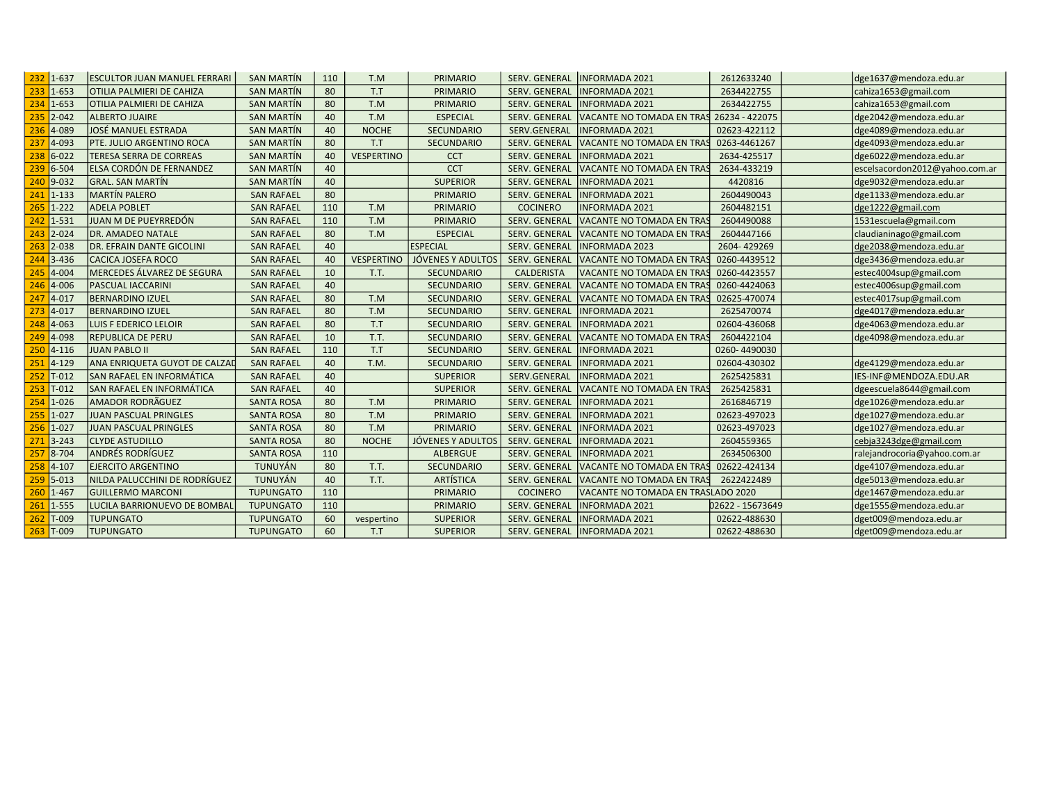| | | | | | | | | | | | |
|---|---|---|---|---|---|---|---|---|---|---|---|
| 232 | 1-637 | ESCULTOR JUAN MANUEL FERRARI | SAN MARTÍN | 110 | T.M | PRIMARIO | SERV. GENERAL | INFORMADA 2021 | 2612633240 | | dge1637@mendoza.edu.ar |
| 233 | 1-653 | OTILIA PALMIERI DE CAHIZA | SAN MARTÍN | 80 | T.T | PRIMARIO | SERV. GENERAL | INFORMADA 2021 | 2634422755 | | cahiza1653@gmail.com |
| 234 | 1-653 | OTILIA PALMIERI DE CAHIZA | SAN MARTÍN | 80 | T.M | PRIMARIO | SERV. GENERAL | INFORMADA 2021 | 2634422755 | | cahiza1653@gmail.com |
| 235 | 2-042 | ALBERTO JUAIRE | SAN MARTÍN | 40 | T.M | ESPECIAL | SERV. GENERAL | VACANTE NO TOMADA EN TRAS | 26234 - 422075 | | dge2042@mendoza.edu.ar |
| 236 | 4-089 | JOSÉ MANUEL ESTRADA | SAN MARTÍN | 40 | NOCHE | SECUNDARIO | SERV.GENERAL | INFORMADA 2021 | 02623-422112 | | dge4089@mendoza.edu.ar |
| 237 | 4-093 | PTE. JULIO ARGENTINO ROCA | SAN MARTÍN | 80 | T.T | SECUNDARIO | SERV. GENERAL | VACANTE NO TOMADA EN TRAS | 0263-4461267 | | dge4093@mendoza.edu.ar |
| 238 | 6-022 | TERESA SERRA DE CORREAS | SAN MARTÍN | 40 | VESPERTINO | CCT | SERV. GENERAL | INFORMADA 2021 | 2634-425517 | | dge6022@mendoza.edu.ar |
| 239 | 6-504 | ELSA CORDÓN DE FERNANDEZ | SAN MARTÍN | 40 | | CCT | SERV. GENERAL | VACANTE NO TOMADA EN TRAS | 2634-433219 | | escelsacordon2012@yahoo.com.ar |
| 240 | 9-032 | GRAL. SAN MARTÍN | SAN MARTÍN | 40 | | SUPERIOR | SERV. GENERAL | INFORMADA 2021 | 4420816 | | dge9032@mendoza.edu.ar |
| 241 | 1-133 | MARTÍN PALERO | SAN RAFAEL | 80 | | PRIMARIO | SERV. GENERAL | INFORMADA 2021 | 2604490043 | | dge1133@mendoza.edu.ar |
| 265 | 1-222 | ADELA POBLET | SAN RAFAEL | 110 | T.M | PRIMARIO | COCINERO | INFORMADA 2021 | 2604482151 | | dge1222@gmail.com |
| 242 | 1-531 | JUAN M DE PUEYRREDÓN | SAN RAFAEL | 110 | T.M | PRIMARIO | SERV. GENERAL | VACANTE NO TOMADA EN TRAS | 2604490088 | | 1531escuela@gmail.com |
| 243 | 2-024 | DR. AMADEO NATALE | SAN RAFAEL | 80 | T.M | ESPECIAL | SERV. GENERAL | VACANTE NO TOMADA EN TRAS | 2604447166 | | claudianinago@gmail.com |
| 263 | 2-038 | DR. EFRAIN DANTE GICOLINI | SAN RAFAEL | 40 | | ESPECIAL | SERV. GENERAL | INFORMADA 2023 | 2604- 429269 | | dge2038@mendoza.edu.ar |
| 244 | 3-436 | CACICA JOSEFA ROCO | SAN RAFAEL | 40 | VESPERTINO | JÓVENES Y ADULTOS | SERV. GENERAL | VACANTE NO TOMADA EN TRAS | 0260-4439512 | | dge3436@mendoza.edu.ar |
| 245 | 4-004 | MERCEDES ÁLVAREZ DE SEGURA | SAN RAFAEL | 10 | T.T. | SECUNDARIO | CALDERISTA | VACANTE NO TOMADA EN TRAS | 0260-4423557 | | estec4004sup@gmail.com |
| 246 | 4-006 | PASCUAL IACCARINI | SAN RAFAEL | 40 | | SECUNDARIO | SERV. GENERAL | VACANTE NO TOMADA EN TRAS | 0260-4424063 | | estec4006sup@gmail.com |
| 247 | 4-017 | BERNARDINO IZUEL | SAN RAFAEL | 80 | T.M | SECUNDARIO | SERV. GENERAL | VACANTE NO TOMADA EN TRAS | 02625-470074 | | estec4017sup@gmail.com |
| 273 | 4-017 | BERNARDINO IZUEL | SAN RAFAEL | 80 | T.M | SECUNDARIO | SERV. GENERAL | INFORMADA 2021 | 2625470074 | | dge4017@mendoza.edu.ar |
| 248 | 4-063 | LUIS F EDERICO LELOIR | SAN RAFAEL | 80 | T.T | SECUNDARIO | SERV. GENERAL | INFORMADA 2021 | 02604-436068 | | dge4063@mendoza.edu.ar |
| 249 | 4-098 | REPUBLICA DE PERU | SAN RAFAEL | 10 | T.T. | SECUNDARIO | SERV. GENERAL | VACANTE NO TOMADA EN TRAS | 2604422104 | | dge4098@mendoza.edu.ar |
| 250 | 4-116 | JUAN PABLO II | SAN RAFAEL | 110 | T.T | SECUNDARIO | SERV. GENERAL | INFORMADA 2021 | 0260- 4490030 | | |
| 251 | 4-129 | ANA ENRIQUETA GUYOT DE CALZAD | SAN RAFAEL | 40 | T.M. | SECUNDARIO | SERV. GENERAL | INFORMADA 2021 | 02604-430302 | | dge4129@mendoza.edu.ar |
| 252 | T-012 | SAN RAFAEL EN INFORMÁTICA | SAN RAFAEL | 40 | | SUPERIOR | SERV.GENERAL | INFORMADA 2021 | 2625425831 | | IES-INF@MENDOZA.EDU.AR |
| 253 | T-012 | SAN RAFAEL EN INFORMÁTICA | SAN RAFAEL | 40 | | SUPERIOR | SERV. GENERAL | VACANTE NO TOMADA EN TRAS | 2625425831 | | dgeescuela8644@gmail.com |
| 254 | 1-026 | AMADOR RODRĂGUEZ | SANTA ROSA | 80 | T.M | PRIMARIO | SERV. GENERAL | INFORMADA 2021 | 2616846719 | | dge1026@mendoza.edu.ar |
| 255 | 1-027 | JUAN PASCUAL PRINGLES | SANTA ROSA | 80 | T.M | PRIMARIO | SERV. GENERAL | INFORMADA 2021 | 02623-497023 | | dge1027@mendoza.edu.ar |
| 256 | 1-027 | JUAN PASCUAL PRINGLES | SANTA ROSA | 80 | T.M | PRIMARIO | SERV. GENERAL | INFORMADA 2021 | 02623-497023 | | dge1027@mendoza.edu.ar |
| 271 | 3-243 | CLYDE ASTUDILLO | SANTA ROSA | 80 | NOCHE | JÓVENES Y ADULTOS | SERV. GENERAL | INFORMADA 2021 | 2604559365 | | cebja3243dge@gmail.com |
| 257 | 8-704 | ANDRÉS RODRÍGUEZ | SANTA ROSA | 110 | | ALBERGUE | SERV. GENERAL | INFORMADA 2021 | 2634506300 | | ralejandrocoria@yahoo.com.ar |
| 258 | 4-107 | EJERCITO ARGENTINO | TUNUYÁN | 80 | T.T. | SECUNDARIO | SERV. GENERAL | VACANTE NO TOMADA EN TRAS | 02622-424134 | | dge4107@mendoza.edu.ar |
| 259 | 5-013 | NILDA PALUCCHINI DE RODRÍGUEZ | TUNUYÁN | 40 | T.T. | ARTÍSTICA | SERV. GENERAL | VACANTE NO TOMADA EN TRAS | 2622422489 | | dge5013@mendoza.edu.ar |
| 260 | 1-467 | GUILLERMO MARCONI | TUPUNGATO | 110 | | PRIMARIO | COCINERO | VACANTE NO TOMADA EN TRASLADO 2020 | | | dge1467@mendoza.edu.ar |
| 261 | 1-555 | LUCILA BARRIONUEVO DE BOMBAL | TUPUNGATO | 110 | | PRIMARIO | SERV. GENERAL | INFORMADA 2021 | 02622 - 15673649 | | dge1555@mendoza.edu.ar |
| 262 | T-009 | TUPUNGATO | TUPUNGATO | 60 | vespertino | SUPERIOR | SERV. GENERAL | INFORMADA 2021 | 02622-488630 | | dget009@mendoza.edu.ar |
| 263 | T-009 | TUPUNGATO | TUPUNGATO | 60 | T.T | SUPERIOR | SERV. GENERAL | INFORMADA 2021 | 02622-488630 | | dget009@mendoza.edu.ar |